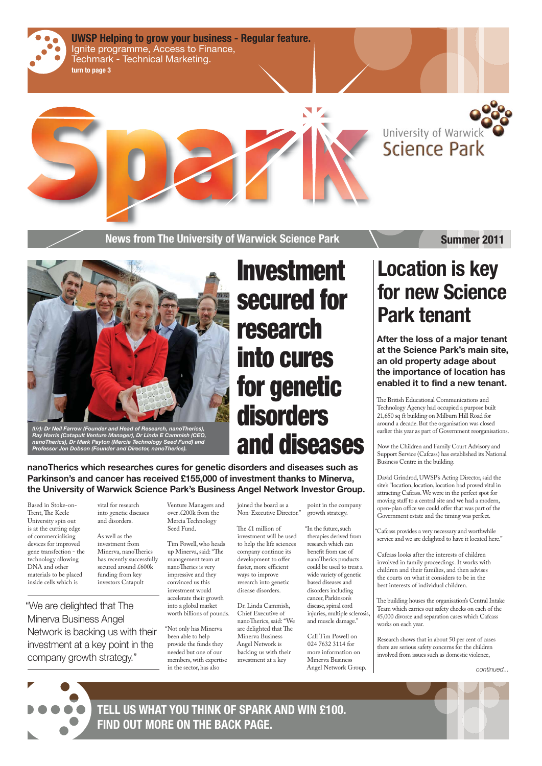**UWSP Helping to grow your business - Regular feature.**
Ignite programme, Access to Finance, Techmark - Technical Marketing.
**turn to page 3**

# Spark

University of Warwick Science Park

**News from The University of Warwick Science Park** — **Summer 2011**

*(l/r): Dr Neil Farrow (Founder and Head of Research, nanoTherics), Ray Harris (Catapult Venture Manager), Dr Linda E Cammish (CEO, nanoTherics), Dr Mark Payton (Mercia Technology Seed Fund) and Professor Jon Dobson (Founder and Director, nanoTherics).*

## Investment secured for research into cures for genetic disorders and diseases

**nanoTherics which researches cures for genetic disorders and diseases such as Parkinson's and cancer has received £155,000 of investment thanks to Minerva, the University of Warwick Science Park's Business Angel Network Investor Group.**

Based in Stoke-on-Trent, The Keele University spin out is at the cutting edge of commercialising devices for improved gene transfection - the technology allowing DNA and other materials to be placed inside cells which is vital for research into genetic diseases and disorders.

As well as the investment from Minerva, nanoTherics has recently successfully secured around £600k funding from key investors Catapult Venture Managers and over £200k from the Mercia Technology Seed Fund.

Tim Powell, who heads up Minerva, said: "The management team at nanoTherics is very impressive and they convinced us this investment would accelerate their growth into a global market worth billions of pounds.

"Not only has Minerva been able to help provide the funds they needed but one of our members, with expertise in the sector, has also joined the board as a Non-Executive Director."

The £1 million of investment will be used to help the life sciences company continue its development to offer faster, more efficient ways to improve research into genetic disease disorders.

Dr. Linda Cammish, Chief Executive of nanoTherics, said: "We are delighted that The Minerva Business Angel Network is backing us with their investment at a key point in the company growth strategy.

"In the future, such therapies derived from research which can benefit from use of nanoTherics products could be used to treat a wide variety of genetic based diseases and disorders including cancer, Parkinson's disease, spinal cord injuries, multiple sclerosis, and muscle damage."

Call Tim Powell on 024 7632 3114 for more information on Minerva Business Angel Network Group.

> "We are delighted that The Minerva Business Angel Network is backing us with their investment at a key point in the company growth strategy."

## Location is key for new Science Park tenant

**After the loss of a major tenant at the Science Park's main site, an old property adage about the importance of location has enabled it to find a new tenant.**

The British Educational Communications and Technology Agency had occupied a purpose built 21,650 sq ft building on Milburn Hill Road for around a decade. But the organisation was closed earlier this year as part of Government reorganisations.

Now the Children and Family Court Advisory and Support Service (Cafcass) has established its National Business Centre in the building.

David Grindrod, UWSP's Acting Director, said the site's "location, location, location had proved vital in attracting Cafcass. We were in the perfect spot for moving staff to a central site and we had a modern, open-plan office we could offer that was part of the Government estate and the timing was perfect.

"Cafcass provides a very necessary and worthwhile service and we are delighted to have it located here."

Cafcass looks after the interests of children involved in family proceedings. It works with children and their families, and then advises the courts on what it considers to be in the best interests of individual children.

The building houses the organisation's Central Intake Team which carries out safety checks on each of the 45,000 divorce and separation cases which Cafcass works on each year.

Research shows that in about 50 per cent of cases there are serious safety concerns for the children involved from issues such as domestic violence,

*continued...*

**TELL US WHAT YOU THINK OF SPARK AND WIN £100. FIND OUT MORE ON THE BACK PAGE.**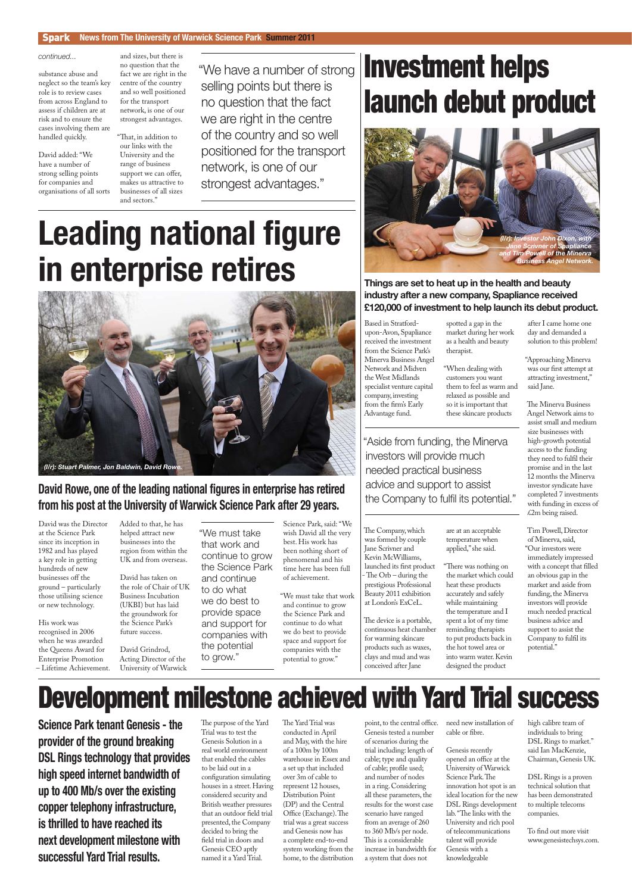*continued...*

substance abuse and neglect so the team's key role is to review cases from across England to assess if children are at risk and to ensure the cases involving them are handled quickly.

David added: "We have a number of strong selling points for companies and organisations of all sorts and sizes, but there is no question that the fact we are right in the centre of the country and so well positioned for the transport network, is one of our strongest advantages.

"That, in addition to our links with the University and the range of business support we can offer, makes us attractive to businesses of all sizes and sectors."

"We have a number of strong selling points but there is no question that the fact we are right in the centre of the country and so well positioned for the transport network, is one of our strongest advantages."

# Leading national figure in enterprise retires

(l/r): Stuart Palmer, Jon Baldwin, David Rowe.

## David Rowe, one of the leading national figures in enterprise has retired from his post at the University of Warwick Science Park after 29 years.

David was the Director at the Science Park since its inception in 1982 and has played a key role in getting hundreds of new businesses off the ground – particularly those utilising science or new technology.

His work was recognised in 2006 when he was awarded the Queens Award for Enterprise Promotion – Lifetime Achievement.

Added to that, he has helped attract new businesses into the region from within the UK and from overseas.

David has taken on the role of Chair of UK Business Incubation (UKBI) but has laid the groundwork for the Science Park's future success.

David Grindrod, Acting Director of the University of Warwick Science Park, said: "We wish David all the very best. His work has been nothing short of phenomenal and his time here has been full of achievement.

"We must take that work and continue to grow the Science Park and continue to do what we do best to provide space and support for companies with the potential to grow."

"We must take that work and continue to grow the Science Park and continue to do what we do best to provide space and support for companies with the potential to grow."

# Investment helps launch debut product

(l/r): Investor John Dixon, with Jane Scrivner of Spappliance and Tim Powell of the Minerva Business Angel Network.

## Things are set to heat up in the health and beauty industry after a new company, Spappliance received £120,000 of investment to help launch its debut product.

Based in Stratford-upon-Avon, Spappliance received the investment from the Science Park's Minerva Business Angel Network and Midven the West Midlands specialist venture capital company, investing from the firm's Early Advantage fund.

The Company, which was formed by couple Jane Scrivner and Kevin McWilliams, launched its first product - The Orb – during the prestigious Professional Beauty 2011 exhibition at London's ExCeL.

The device is a portable, continuous heat chamber for warming skincare products such as waxes, clays and mud and was conceived after Jane spotted a gap in the market during her work as a health and beauty therapist.

"When dealing with customers you want them to feel as warm and relaxed as possible and so it is important that these skincare products are at an acceptable temperature when applied," she said.

"There was nothing on the market which could heat these products accurately and safely while maintaining the temperature and I spent a lot of my time reminding therapists to put products back in the hot towel area or into warm water. Kevin designed the product after I came home one day and demanded a solution to this problem!

"Approaching Minerva was our first attempt at attracting investment," said Jane.

"Aside from funding, the Minerva investors will provide much needed practical business advice and support to assist the Company to fulfil its potential."

The Minerva Business Angel Network aims to assist small and medium size businesses with high-growth potential access to the funding they need to fulfil their promise and in the last 12 months the Minerva investor syndicate have completed 7 investments with funding in excess of £2m being raised.

Tim Powell, Director of Minerva, said, "Our investors were immediately impressed with a concept that filled an obvious gap in the market and aside from funding, the Minerva investors will provide much needed practical business advice and support to assist the Company to fulfil its potential."

# Development milestone achieved with Yard Trial success

**Science Park tenant Genesis - the provider of the ground breaking DSL Rings technology that provides high speed internet bandwidth of up to 400 Mb/s over the existing copper telephony infrastructure, is thrilled to have reached its next development milestone with successful Yard Trial results.**

The purpose of the Yard Trial was to test the Genesis Solution in a real world environment that enabled the cables to be laid out in a configuration simulating houses in a street. Having considered security and British weather pressures that an outdoor field trial presented, the Company decided to bring the field trial in doors and Genesis CEO aptly named it a Yard Trial.

The Yard Trial was conducted in April and May, with the hire of a 100m by 100m warehouse in Essex and a set up that included over 3m of cable to represent 12 houses, Distribution Point (DP) and the Central Office (Exchange). The trial was a great success and Genesis now has a complete end-to-end system working from the home, to the distribution point, to the central office. Genesis tested a number of scenarios during the trial including: length of cable; type and quality of cable; profile used; and number of nodes in a ring. Considering all these parameters, the results for the worst case scenario have ranged from an average of 260 to 360 Mb/s per node. This is a considerable increase in bandwidth for a system that does not need new installation of cable or fibre.

Genesis recently opened an office at the University of Warwick Science Park. The innovation hot spot is an ideal location for the new DSL Rings development lab. "The links with the University and rich pool of telecommunications talent will provide Genesis with a knowledgeable high calibre team of individuals to bring DSL Rings to market." said Ian MacKenzie, Chairman, Genesis UK.

DSL Rings is a proven technical solution that has been demonstrated to multiple telecoms companies.

To find out more visit www.genesistechsys.com.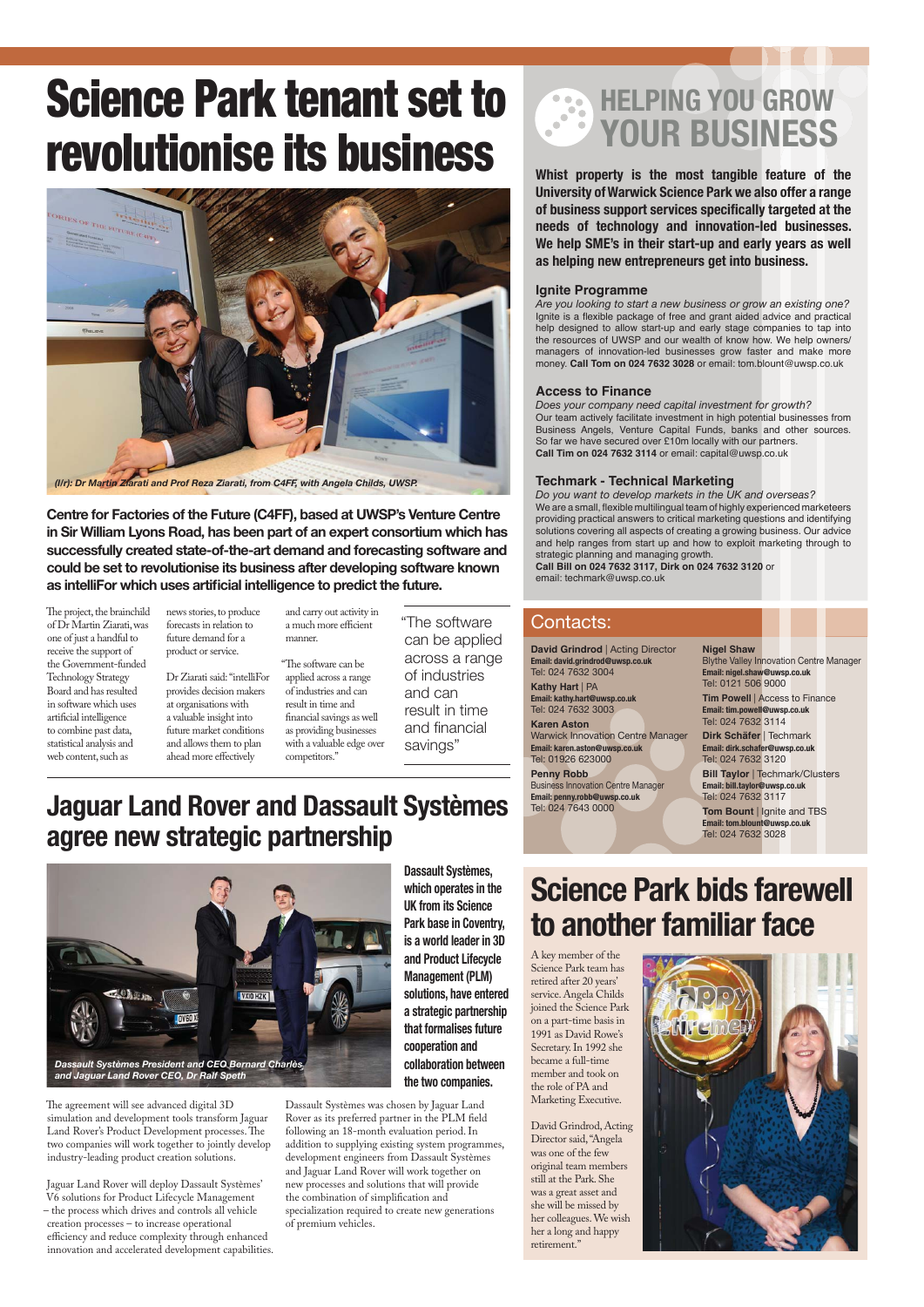# Science Park tenant set to revolutionise its business

*(l/r): Dr Martin Ziarati and Prof Reza Ziarati, from C4FF, with Angela Childs, UWSP.*

**Centre for Factories of the Future (C4FF), based at UWSP's Venture Centre in Sir William Lyons Road, has been part of an expert consortium which has successfully created state-of-the-art demand and forecasting software and could be set to revolutionise its business after developing software known as intelliFor which uses artificial intelligence to predict the future.**

The project, the brainchild of Dr Martin Ziarati, was one of just a handful to receive the support of the Government-funded Technology Strategy Board and has resulted in software which uses artificial intelligence to combine past data, statistical analysis and web content, such as news stories, to produce forecasts in relation to future demand for a product or service.

Dr Ziarati said: "intelliFor provides decision makers at organisations with a valuable insight into future market conditions and allows them to plan ahead more effectively and carry out activity in a much more efficient manner.

"The software can be applied across a range of industries and can result in time and financial savings as well as providing businesses with a valuable edge over competitors."

> "The software can be applied across a range of industries and can result in time and financial savings"

# Jaguar Land Rover and Dassault Systèmes agree new strategic partnership

*Dassault Systèmes President and CEO Bernard Charles and Jaguar Land Rover CEO, Dr Ralf Speth*

**Dassault Systèmes, which operates in the UK from its Science Park base in Coventry, is a world leader in 3D and Product Lifecycle Management (PLM) solutions, have entered a strategic partnership that formalises future cooperation and collaboration between the two companies.**

The agreement will see advanced digital 3D simulation and development tools transform Jaguar Land Rover's Product Development processes. The two companies will work together to jointly develop industry-leading product creation solutions.

Jaguar Land Rover will deploy Dassault Systèmes' V6 solutions for Product Lifecycle Management – the process which drives and controls all vehicle creation processes – to increase operational efficiency and reduce complexity through enhanced innovation and accelerated development capabilities.

Dassault Systèmes was chosen by Jaguar Land Rover as its preferred partner in the PLM field following an 18-month evaluation period. In addition to supplying existing system programmes, development engineers from Dassault Systèmes and Jaguar Land Rover will work together on new processes and solutions that will provide the combination of simplification and specialization required to create new generations of premium vehicles.

# HELPING YOU GROW YOUR BUSINESS

**Whist property is the most tangible feature of the University of Warwick Science Park we also offer a range of business support services specifically targeted at the needs of technology and innovation-led businesses. We help SME's in their start-up and early years as well as helping new entrepreneurs get into business.**

### Ignite Programme

*Are you looking to start a new business or grow an existing one?*
Ignite is a flexible package of free and grant aided advice and practical help designed to allow start-up and early stage companies to tap into the resources of UWSP and our wealth of know how. We help owners/ managers of innovation-led businesses grow faster and make more money. **Call Tom on 024 7632 3028** or email: tom.blount@uwsp.co.uk

### Access to Finance

*Does your company need capital investment for growth?*
Our team actively facilitate investment in high potential businesses from Business Angels, Venture Capital Funds, banks and other sources. So far we have secured over £10m locally with our partners.
**Call Tim on 024 7632 3114** or email: capital@uwsp.co.uk

### Techmark - Technical Marketing

*Do you want to develop markets in the UK and overseas?*
We are a small, flexible multilingual team of highly experienced marketeers providing practical answers to critical marketing questions and identifying solutions covering all aspects of creating a growing business. Our advice and help ranges from start up and make to exploit marketing through to strategic planning and managing growth.
**Call Bill on 024 7632 3117, Dirk on 024 7632 3120** or email: techmark@uwsp.co.uk

## Contacts:

**David Grindrod** | Acting Director
**Email: david.grindrod@uwsp.co.uk**
Tel: 024 7632 3004

**Kathy Hart** | PA
**Email: kathy.hart@uwsp.co.uk**
Tel: 024 7632 3003

**Karen Aston**
Warwick Innovation Centre Manager
**Email: karen.aston@uwsp.co.uk**
Tel: 01926 623000

**Penny Robb**
Business Innovation Centre Manager
**Email: penny.robb@uwsp.co.uk**
Tel: 024 7643 0000

**Nigel Shaw**
Blythe Valley Innovation Centre Manager
**Email: nigel.shaw@uwsp.co.uk**
Tel: 0121 506 9000

**Tim Powell** | Access to Finance
**Email: tim.powell@uwsp.co.uk**
Tel: 024 7632 3114

**Dirk Schäfer** | Techmark
**Email: dirk.schafer@uwsp.co.uk**
Tel: 024 7632 3120

**Bill Taylor** | Techmark/Clusters
**Email: bill.taylor@uwsp.co.uk**
Tel: 024 7632 3117

**Tom Bount** | Ignite and TBS
**Email: tom.blount@uwsp.co.uk**
Tel: 024 7632 3028

# Science Park bids farewell to another familiar face

A key member of the Science Park team has retired after 20 years' service. Angela Childs joined the Science Park on a part-time basis in 1991 as David Rowe's Secretary. In 1992 she became a full-time member and took on the role of PA and Marketing Executive.

David Grindrod, Acting Director said, "Angela was one of the few original team members still at the Park. She was a great asset and she will be missed by her colleagues. We wish her a long and happy retirement."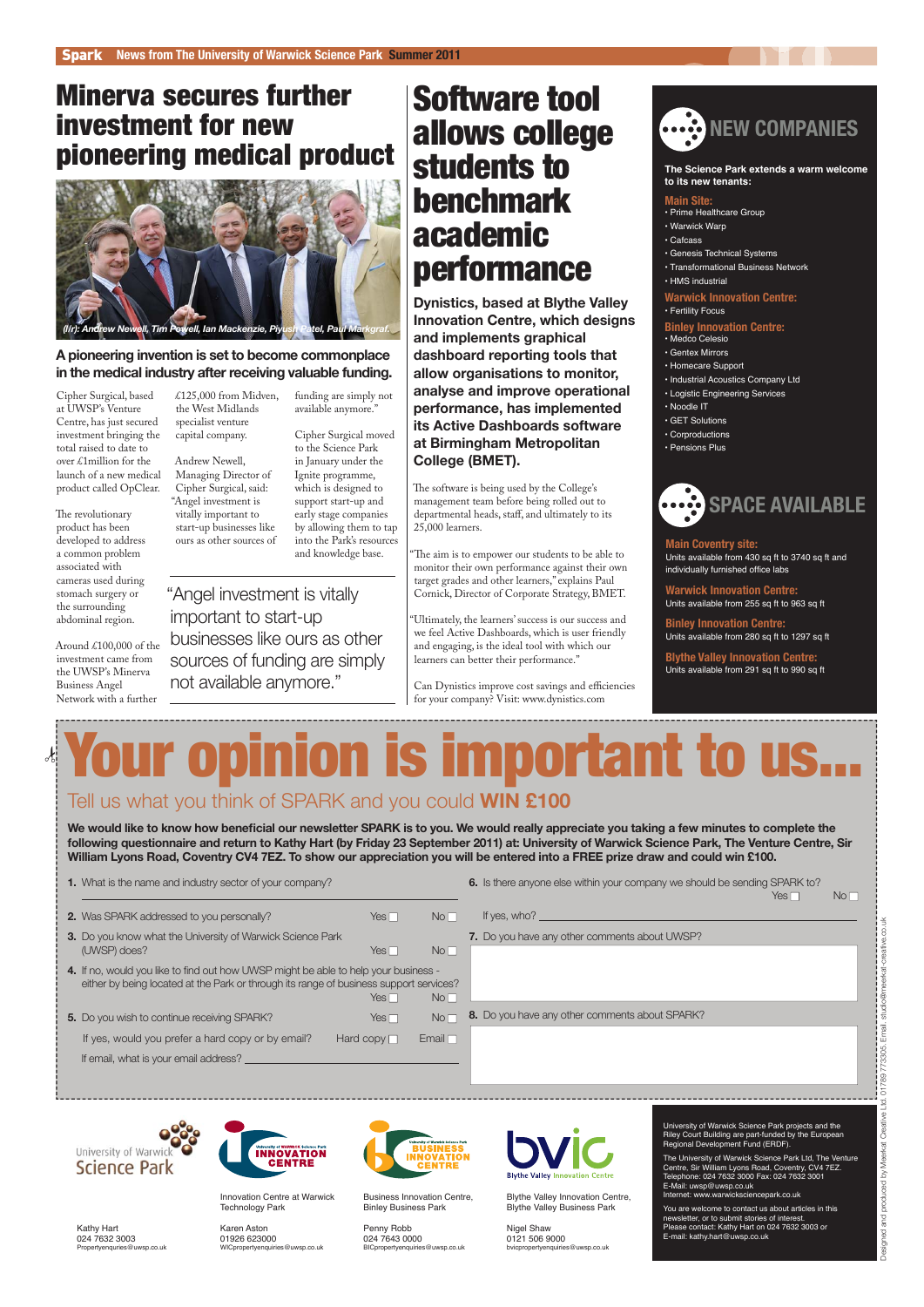# Minerva secures further investment for new pioneering medical product

(l/r): Andrew Newell, Tim Powell, Ian Mackenzie, Piyush Patel, Paul Markgraf.

### A pioneering invention is set to become commonplace in the medical industry after receiving valuable funding.

Cipher Surgical, based at UWSP's Venture Centre, has just secured investment bringing the total raised to date to over £1million for the launch of a new medical product called OpClear.

The revolutionary product has been developed to address a common problem associated with cameras used during stomach surgery or the surrounding abdominal region.

Around £100,000 of the investment came from the UWSP's Minerva Business Angel Network with a further £125,000 from Midven, the West Midlands specialist venture capital company.

Andrew Newell, Managing Director of Cipher Surgical, said: "Angel investment is vitally important to start-up businesses like ours as other sources of funding are simply not available anymore."

Cipher Surgical moved to the Science Park in January under the Ignite programme, which is designed to support start-up and early stage companies by allowing them to tap into the Park's resources and knowledge base.

"Angel investment is vitally important to start-up businesses like ours as other sources of funding are simply not available anymore."

# Software tool allows college students to benchmark academic performance

**Dynistics, based at Blythe Valley Innovation Centre, which designs and implements graphical dashboard reporting tools that allow organisations to monitor, analyse and improve operational performance, has implemented its Active Dashboards software at Birmingham Metropolitan College (BMET).**

The software is being used by the College's management team before being rolled out to departmental heads, staff, and ultimately to its 25,000 learners.

"The aim is to empower our students to be able to monitor their own performance against their own target grades and other learners," explains Paul Cornick, Director of Corporate Strategy, BMET.

"Ultimately, the learners' success is our success and we feel Active Dashboards, which is user friendly and engaging, is the ideal tool with which our learners can better their performance."

Can Dynistics improve cost savings and efficiencies for your company? Visit: www.dynistics.com

## NEW COMPANIES

**The Science Park extends a warm welcome to its new tenants:**

**Main Site:**
- Prime Healthcare Group
- Warwick Warp
- Cafcass
- Genesis Technical Systems
- Transformational Business Network
- HMS industrial

**Warwick Innovation Centre:**
- Fertility Focus

**Binley Innovation Centre:**
- Medco Celesio
- Gentex Mirrors
- Homecare Support
- Industrial Acoustics Company Ltd
- Logistic Engineering Services
- Noodle IT
- GET Solutions
- Corproductions
- Pensions Plus

## SPACE AVAILABLE

**Main Coventry site:**
Units available from 430 sq ft to 3740 sq ft and individually furnished office labs

**Warwick Innovation Centre:**
Units available from 255 sq ft to 963 sq ft

**Binley Innovation Centre:**
Units available from 280 sq ft to 1297 sq ft

**Blythe Valley Innovation Centre:**
Units available from 291 sq ft to 990 sq ft

# Your opinion is important to us...

## Tell us what you think of SPARK and you could **WIN £100**

**We would like to know how beneficial our newsletter SPARK is to you. We would really appreciate you taking a few minutes to complete the following questionnaire and return to Kathy Hart (by Friday 23 September 2011) at: University of Warwick Science Park, The Venture Centre, Sir William Lyons Road, Coventry CV4 7EZ. To show our appreciation you will be entered into a FREE prize draw and could win £100.**

1. What is the name and industry sector of your company? ______________________
2. Was SPARK addressed to you personally? Yes ☐ No ☐
3. Do you know what the University of Warwick Science Park (UWSP) does? Yes ☐ No ☐
4. If no, would you like to find out how UWSP might be able to help your business - either by being located at the Park or through its range of business support services? Yes ☐ No ☐
5. Do you wish to continue receiving SPARK? Yes ☐ No ☐
   If yes, would you prefer a hard copy or by email? Hard copy ☐ Email ☐
   If email, what is your email address? ______________________
6. Is there anyone else within your company we should be sending SPARK to? Yes ☐ No ☐
   If yes, who? ______________________
7. Do you have any other comments about UWSP?
8. Do you have any other comments about SPARK?

University of Warwick Science Park

Kathy Hart
024 7632 3003
Propertyenquiries@uwsp.co.uk

Innovation Centre at Warwick Technology Park

Karen Aston
01926 623000
WICpropertyenquiries@uwsp.co.uk

Business Innovation Centre, Binley Business Park

Penny Robb
024 7643 0000
BICpropertyenquiries@uwsp.co.uk

Blythe Valley Innovation Centre, Blythe Valley Business Park

Nigel Shaw
0121 506 9000
bvicpropertyenquiries@uwsp.co.uk

University of Warwick Science Park projects and the Riley Court Building are part-funded by the European Regional Development Fund (ERDF).

The University of Warwick Science Park Ltd, The Venture Centre, Sir William Lyons Road, Coventry, CV4 7EZ.
Telephone: 024 7632 3000 Fax: 024 7632 3001
E-Mail: uwsp@uwsp.co.uk
Internet: www.warwicksciencepark.co.uk

You are welcome to contact us about articles in this newsletter, or to submit stories of interest.
Please contact: Kathy Hart on 024 7632 3003 or E-mail: kathy.hart@uwsp.co.uk

Designed and produced by Meerkat Creative Ltd. 01789 773305. Email: studio@meerkat-creative.co.uk